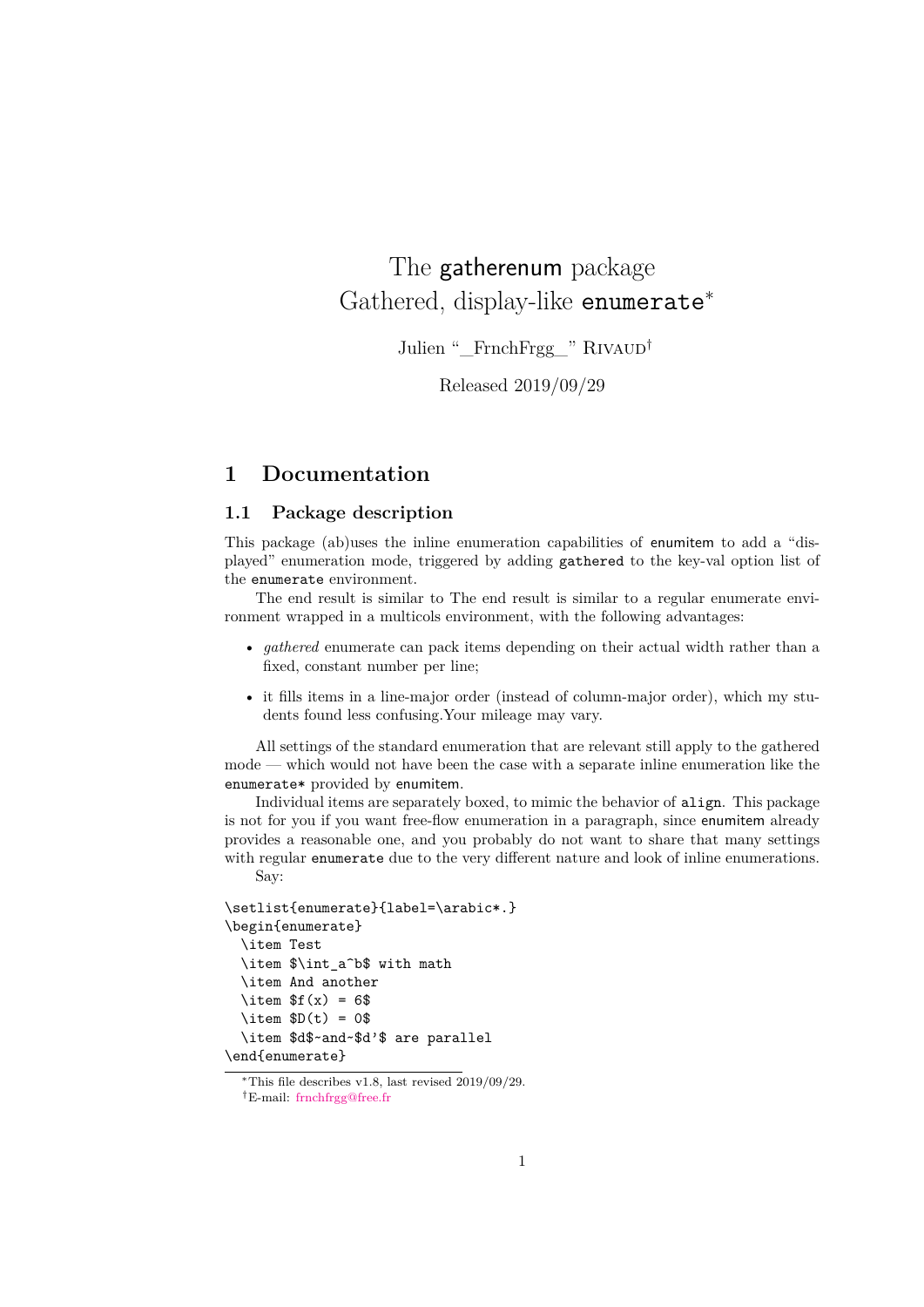# The gatherenum package
# Gathered, display-like enumerate*

Julien "_FrnchFrgg_" Rivaud†

Released 2019/09/29

## 1 Documentation

### 1.1 Package description

This package (ab)uses the inline enumeration capabilities of enumitem to add a "displayed" enumeration mode, triggered by adding gathered to the key-val option list of the enumerate environment.

The end result is similar to The end result is similar to a regular enumerate environment wrapped in a multicols environment, with the following advantages:

- *gathered* enumerate can pack items depending on their actual width rather than a fixed, constant number per line;
- it fills items in a line-major order (instead of column-major order), which my students found less confusing.Your mileage may vary.

All settings of the standard enumeration that are relevant still apply to the gathered mode — which would not have been the case with a separate inline enumeration like the enumerate* provided by enumitem.

Individual items are separately boxed, to mimic the behavior of align. This package is not for you if you want free-flow enumeration in a paragraph, since enumitem already provides a reasonable one, and you probably do not want to share that many settings with regular enumerate due to the very different nature and look of inline enumerations.

Say:

```
\setlist{enumerate}{label=\arabic*.}
\begin{enumerate}
  \item Test
  \item $\int_a^b$ with math
  \item And another
  \item $f(x) = 6$
  \item $D(t) = 0$
  \item $d$~and~$d'$ are parallel
\end{enumerate}
```

*This file describes v1.8, last revised 2019/09/29.

†E-mail: frnchfrgg@free.fr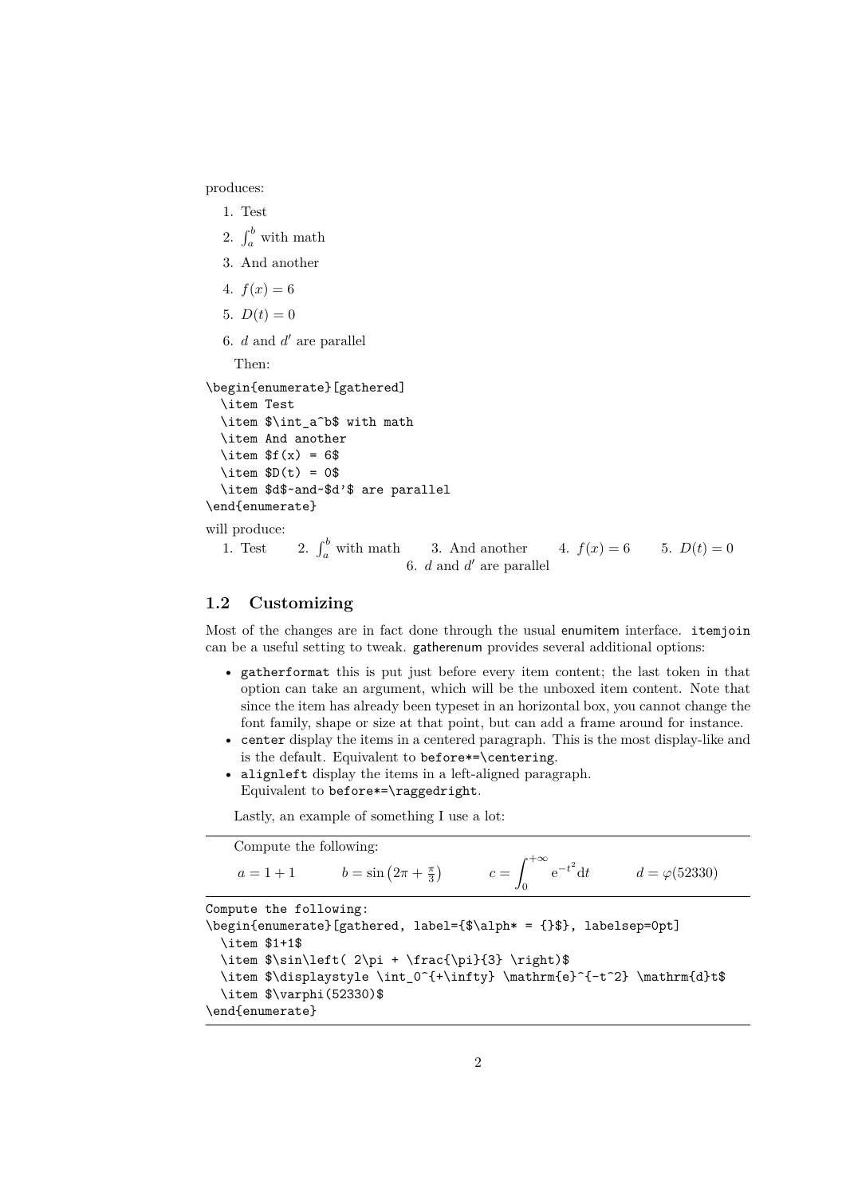produces:

1. Test
2. $\int_a^b$ with math
3. And another
4. $f(x) = 6$
5. $D(t) = 0$
6. $d$ and $d'$ are parallel

Then:

```
\begin{enumerate}[gathered]
  \item Test
  \item $\int_a^b$ with math
  \item And another
  \item $f(x) = 6$
  \item $D(t) = 0$
  \item $d$~and~$d'$ are parallel
\end{enumerate}
```

will produce:

1. Test   2. $\int_a^b$ with math   3. And another   4. $f(x) = 6$   5. $D(t) = 0$
6. $d$ and $d'$ are parallel

## 1.2 Customizing

Most of the changes are in fact done through the usual enumitem interface. `itemjoin` can be a useful setting to tweak. gatherenum provides several additional options:

- `gatherformat` this is put just before every item content; the last token in that option can take an argument, which will be the unboxed item content. Note that since the item has already been typeset in an horizontal box, you cannot change the font family, shape or size at that point, but can add a frame around for instance.
- `center` display the items in a centered paragraph. This is the most display-like and is the default. Equivalent to `before*=\centering`.
- `alignleft` display the items in a left-aligned paragraph. Equivalent to `before*=\raggedright`.

Lastly, an example of something I use a lot:

---

Compute the following:

$a = 1 + 1$   $b = \sin\left(2\pi + \frac{\pi}{3}\right)$   $c = \displaystyle\int_0^{+\infty} \mathrm{e}^{-t^2} \mathrm{d}t$   $d = \varphi(52330)$

---

```
Compute the following:
\begin{enumerate}[gathered, label={$\alph* = {}$}, labelsep=0pt]
  \item $1+1$
  \item $\sin\left( 2\pi + \frac{\pi}{3} \right)$
  \item $\displaystyle \int_0^{+\infty} \mathrm{e}^{-t^2} \mathrm{d}t$
  \item $\varphi(52330)$
\end{enumerate}
```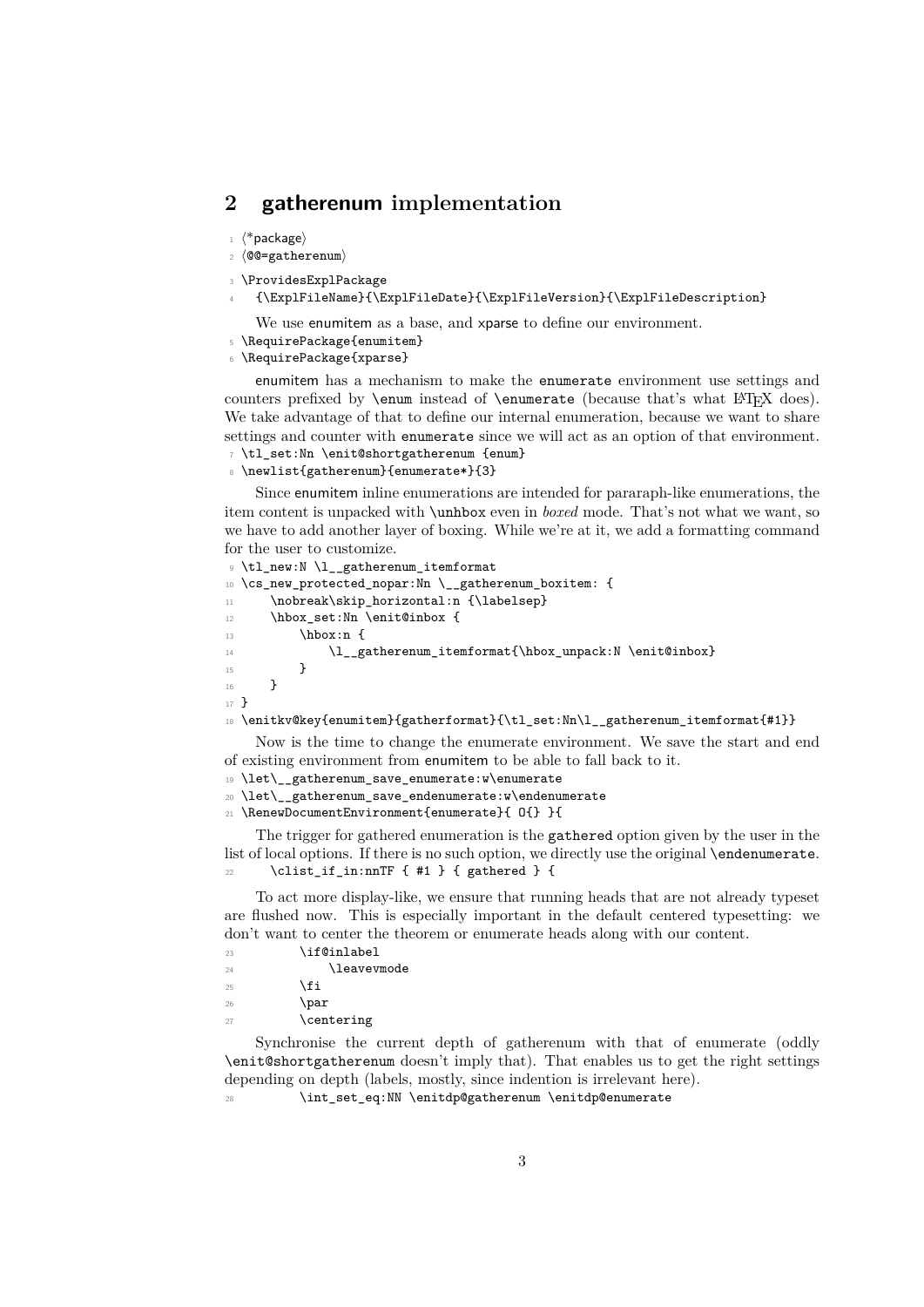## 2 gatherenum implementation

```
1 ⟨*package⟩
2 ⟨@@=gatherenum⟩
3 \ProvidesExplPackage
4   {\ExplFileName}{\ExplFileDate}{\ExplFileVersion}{\ExplFileDescription}
```

We use enumitem as a base, and xparse to define our environment.

```
5 \RequirePackage{enumitem}
6 \RequirePackage{xparse}
```

enumitem has a mechanism to make the enumerate environment use settings and counters prefixed by `\enum` instead of `\enumerate` (because that's what LaTeX does). We take advantage of that to define our internal enumeration, because we want to share settings and counter with enumerate since we will act as an option of that environment.

```
7 \tl_set:Nn \enit@shortgatherenum {enum}
8 \newlist{gatherenum}{enumerate*}{3}
```

Since enumitem inline enumerations are intended for pararaph-like enumerations, the item content is unpacked with `\unhbox` even in *boxed* mode. That's not what we want, so we have to add another layer of boxing. While we're at it, we add a formatting command for the user to customize.

```
9  \tl_new:N \l__gatherenum_itemformat
10 \cs_new_protected_nopar:Nn \__gatherenum_boxitem: {
11     \nobreak\skip_horizontal:n {\labelsep}
12     \hbox_set:Nn \enit@inbox {
13         \hbox:n {
14             \l__gatherenum_itemformat{\hbox_unpack:N \enit@inbox}
15         }
16     }
17 }
18 \enitkv@key{enumitem}{gatherformat}{\tl_set:Nn\l__gatherenum_itemformat{#1}}
```

Now is the time to change the enumerate environment. We save the start and end of existing environment from enumitem to be able to fall back to it.

```
19 \let\__gatherenum_save_enumerate:w\enumerate
20 \let\__gatherenum_save_endenumerate:w\endenumerate
21 \RenewDocumentEnvironment{enumerate}{ O{} }{
```

The trigger for gathered enumeration is the gathered option given by the user in the list of local options. If there is no such option, we directly use the original `\endenumerate`.

```
22     \clist_if_in:nnTF { #1 } { gathered } {
```

To act more display-like, we ensure that running heads that are not already typeset are flushed now. This is especially important in the default centered typesetting: we don't want to center the theorem or enumerate heads along with our content.

```
23         \if@inlabel
24             \leavevmode
25         \fi
26         \par
27         \centering
```

Synchronise the current depth of gatherenum with that of enumerate (oddly `\enit@shortgatherenum` doesn't imply that). That enables us to get the right settings depending on depth (labels, mostly, since indention is irrelevant here).

```
28         \int_set_eq:NN \enitdp@gatherenum \enitdp@enumerate
```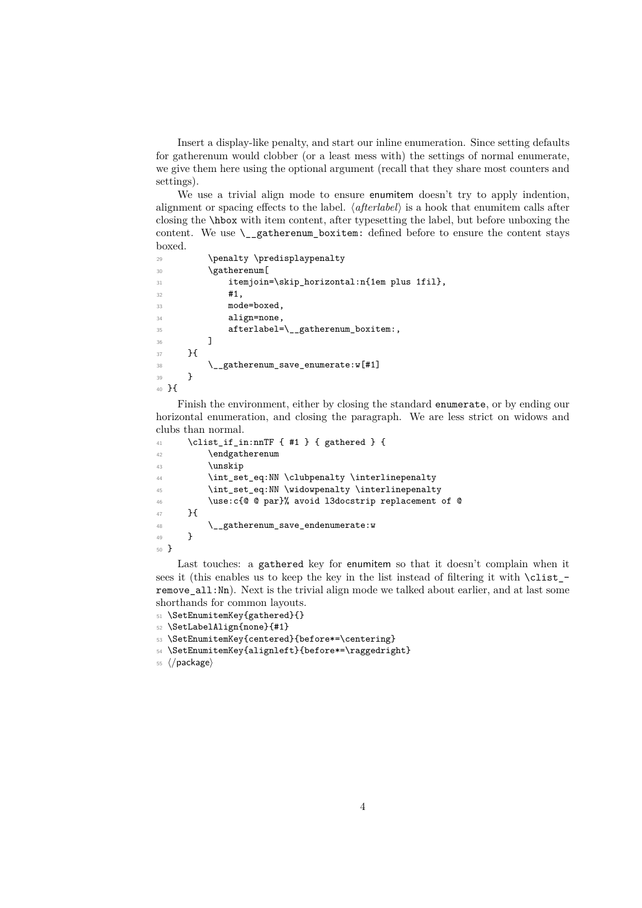Insert a display-like penalty, and start our inline enumeration. Since setting defaults for gatherenum would clobber (or a least mess with) the settings of normal enumerate, we give them here using the optional argument (recall that they share most counters and settings).

We use a trivial align mode to ensure enumitem doesn't try to apply indention, alignment or spacing effects to the label. ⟨*afterlabel*⟩ is a hook that enumitem calls after closing the `\hbox` with item content, after typesetting the label, but before unboxing the content. We use `\__gatherenum_boxitem:` defined before to ensure the content stays boxed.

```
29         \penalty \predisplaypenalty
30         \gatherenum[
31             itemjoin=\skip_horizontal:n{1em plus 1fil},
32             #1,
33             mode=boxed,
34             align=none,
35             afterlabel=\__gatherenum_boxitem:,
36         ]
37     }{
38         \__gatherenum_save_enumerate:w[#1]
39     }
40 }{
```

Finish the environment, either by closing the standard `enumerate`, or by ending our horizontal enumeration, and closing the paragraph. We are less strict on widows and clubs than normal.

```
41     \clist_if_in:nnTF { #1 } { gathered } {
42         \endgatherenum
43         \unskip
44         \int_set_eq:NN \clubpenalty \interlinepenalty
45         \int_set_eq:NN \widowpenalty \interlinepenalty
46         \use:c{@ @ par}% avoid l3docstrip replacement of @
47     }{
48         \__gatherenum_save_endenumerate:w
49     }
50 }
```

Last touches: a `gathered` key for `enumitem` so that it doesn't complain when it sees it (this enables us to keep the key in the list instead of filtering it with `\clist_remove_all:Nn`). Next is the trivial align mode we talked about earlier, and at last some shorthands for common layouts.

```
51 \SetEnumitemKey{gathered}{}
52 \SetLabelAlign{none}{#1}
53 \SetEnumitemKey{centered}{before*=\centering}
54 \SetEnumitemKey{alignleft}{before*=\raggedright}
55 ⟨/package⟩
```